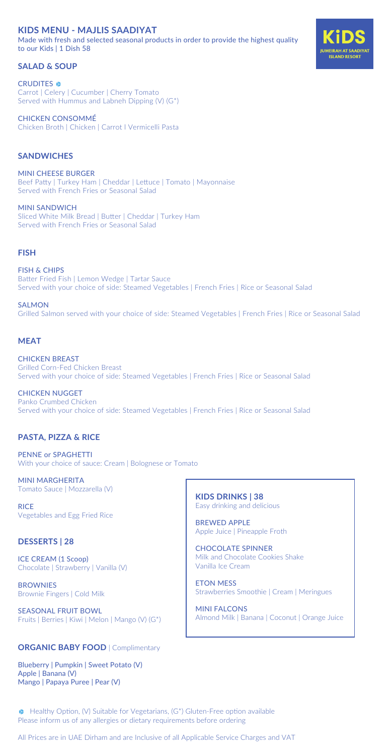# KIDS MENU - MAJLIS SAADIYAT

Made with fresh and selected seasonal products in order to provide the highest quality to our Kids | 1 Dish 58

KiDS
JUMEIRAH AT SAADIYAT ISLAND RESORT

## SALAD & SOUP

**CRUDITES** 🟢
Carrot | Celery | Cucumber | Cherry Tomato
Served with Hummus and Labneh Dipping (V) (G*)

**CHICKEN CONSOMMÉ**
Chicken Broth | Chicken | Carrot I Vermicelli Pasta

## SANDWICHES

**MINI CHEESE BURGER**
Beef Patty | Turkey Ham | Cheddar | Lettuce | Tomato | Mayonnaise
Served with French Fries or Seasonal Salad

**MINI SANDWICH**
Sliced White Milk Bread | Butter | Cheddar | Turkey Ham
Served with French Fries or Seasonal Salad

## FISH

**FISH & CHIPS**
Batter Fried Fish | Lemon Wedge | Tartar Sauce
Served with your choice of side: Steamed Vegetables | French Fries | Rice or Seasonal Salad

**SALMON**
Grilled Salmon served with your choice of side: Steamed Vegetables | French Fries | Rice or Seasonal Salad

## MEAT

**CHICKEN BREAST**
Grilled Corn-Fed Chicken Breast
Served with your choice of side: Steamed Vegetables | French Fries | Rice or Seasonal Salad

**CHICKEN NUGGET**
Panko Crumbed Chicken
Served with your choice of side: Steamed Vegetables | French Fries | Rice or Seasonal Salad

## PASTA, PIZZA & RICE

**PENNE or SPAGHETTI**
With your choice of sauce: Cream | Bolognese or Tomato

**MINI MARGHERITA**
Tomato Sauce | Mozzarella (V)

**RICE**
Vegetables and Egg Fried Rice

## DESSERTS | 28

**ICE CREAM (1 Scoop)**
Chocolate | Strawberry | Vanilla (V)

**BROWNIES**
Brownie Fingers | Cold Milk

**SEASONAL FRUIT BOWL**
Fruits | Berries | Kiwi | Melon | Mango (V) (G*)

## KIDS DRINKS | 38

Easy drinking and delicious

**BREWED APPLE**
Apple Juice | Pineapple Froth

**CHOCOLATE SPINNER**
Milk and Chocolate Cookies Shake
Vanilla Ice Cream

**ETON MESS**
Strawberries Smoothie | Cream | Meringues

**MINI FALCONS**
Almond Milk | Banana | Coconut | Orange Juice

## ORGANIC BABY FOOD | Complimentary

Blueberry | Pumpkin | Sweet Potato (V)
Apple | Banana (V)
Mango | Papaya Puree | Pear (V)

🟢 Healthy Option, (V) Suitable for Vegetarians, (G*) Gluten-Free option available
Please inform us of any allergies or dietary requirements before ordering

All Prices are in UAE Dirham and are Inclusive of all Applicable Service Charges and VAT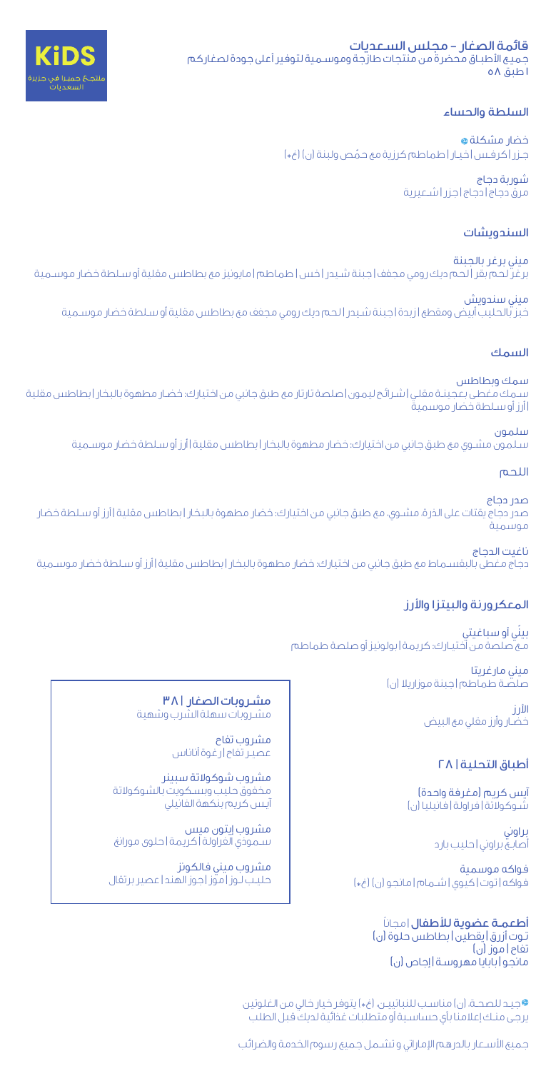KiDS
منتجع جميرا في جزيرة السعديات

# قائمة الصغار – مجلس السعديات

جميع الأطباق محضرة من منتجات طازجة وموسمية لتوفير أعلى جودة لصغاركم
١ طبق ٥٨

## السلطة والحساء

**خضار مشكلة** ●
جزر | كرفس | خيار | طماطم كرزية مع حمّص ولبنة (ن) (غ*)

**شوربة دجاج**
مرق دجاج | دجاج | جزر | شعيرية

## السندويشات

**ميني برغر بالجبنة**
برغر لحم بقر | لحم ديك رومي مجفف | جبنة شيدر | خس | طماطم | مايونيز مع بطاطس مقلية أو سلطة خضار موسمية

**ميني سندويش**
خبز بالحليب أبيض ومقطع | زبدة | جبنة شيدر | لحم ديك رومي مجفف مع بطاطس مقلية أو سلطة خضار موسمية

## السمك

**سمك وبطاطس**
سمك مغطى بعجينة مقلي | شرائح ليمون | صلصة تارتار مع طبق جانبي من اختيارك: خضار مطهوة بالبخار | بطاطس مقلية | أرز أو سلطة خضار موسمية

**سلمون**
سلمون مشوي مع طبق جانبي من اختيارك: خضار مطهوة بالبخار | بطاطس مقلية | أرز أو سلطة خضار موسمية

## اللحم

**صدر دجاج**
صدر دجاج يقتات على الذرة، مشوي، مع طبق جانبي من اختيارك: خضار مطهوة بالبخار | بطاطس مقلية | أرز أو سلطة خضار موسمية

**ناغيت الدجاج**
دجاج مغطى بالبقسماط مع طبق جانبي من اختيارك: خضار مطهوة بالبخار | بطاطس مقلية | أرز أو سلطة خضار موسمية

## المعكرونة والبيتزا والأرز

**بيني أو سباغيتي**
مع صلصة من اختيارك: كريمة | بولونيز أو صلصة طماطم

**ميني مارغريتا**
صلصة طماطم | جبنة موزاريلا (ن)

**الأرز**
خضار وأرز مقلي مع البيض

## أطباق التحلية | ٢٨

**آيس كريم (مغرفة واحدة)**
شوكولاتة | فراولة | فانيليا (ن)

**براوني**
أصابع براوني | حليب بارد

**فواكه موسمية**
فواكه | توت | كيوي | شمام | مانجو (ن) (غ*)

**أطعمة عضوية للأطفال** | مجاناً
توت أزرق | يقطين | بطاطس حلوة (ن)
تفاح | موز (ن)
مانجو | بابايا مهروسة | إجاص (ن)

## مشروبات الصغار | ٣٨

مشروبات سهلة الشرب وشهية

**مشروب تفاح**
عصير تفاح | رغوة أناناس

**مشروب شوكولاتة سبينر**
مخفوق حليب وبسكويت بالشوكولاتة
آيس كريم بنكهة الفانيلي

**مشروب إيتون ميس**
سموذي الفراولة | كريمة | حلوى مورانغ

**مشروب ميني فالكونز**
حليب لوز | موز | جوز الهند | عصير برتقال

● جيد للصحة، (ن) مناسب للنباتيين، (غ*) يتوفر خيار خالي من الغلوتين
يرجى منك إعلامنا بأي حساسية أو متطلبات غذائية لديك قبل الطلب

جميع الأسعار بالدرهم الإماراتي و تشمل جميع رسوم الخدمة والضرائب